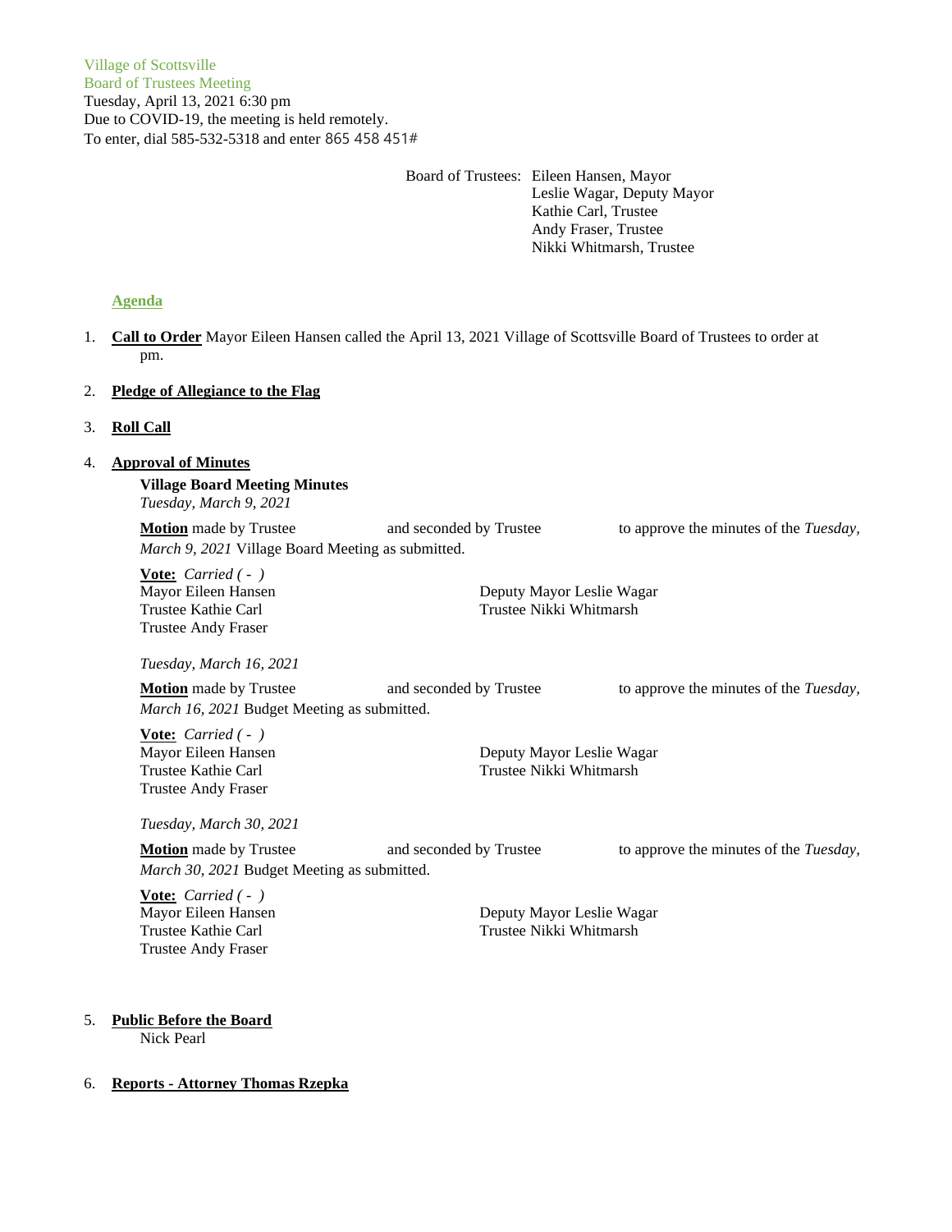Village of Scottsville
Board of Trustees Meeting
Tuesday, April 13, 2021 6:30 pm
Due to COVID-19, the meeting is held remotely.
To enter, dial 585-532-5318 and enter 865 458 451#

Board of Trustees: Eileen Hansen, Mayor
Leslie Wagar, Deputy Mayor
Kathie Carl, Trustee
Andy Fraser, Trustee
Nikki Whitmarsh, Trustee

**Agenda**

1. **Call to Order** Mayor Eileen Hansen called the April 13, 2021 Village of Scottsville Board of Trustees to order at pm.

2. **Pledge of Allegiance to the Flag**

3. **Roll Call**

4. **Approval of Minutes**

   **Village Board Meeting Minutes**
   *Tuesday, March 9, 2021*

   **Motion** made by Trustee and seconded by Trustee to approve the minutes of the *Tuesday, March 9, 2021* Village Board Meeting as submitted.

   **Vote:** *Carried ( - )*
   Mayor Eileen Hansen
   Deputy Mayor Leslie Wagar
   Trustee Kathie Carl
   Trustee Nikki Whitmarsh
   Trustee Andy Fraser

   *Tuesday, March 16, 2021*

   **Motion** made by Trustee and seconded by Trustee to approve the minutes of the *Tuesday, March 16, 2021* Budget Meeting as submitted.

   **Vote:** *Carried ( - )*
   Mayor Eileen Hansen
   Deputy Mayor Leslie Wagar
   Trustee Kathie Carl
   Trustee Nikki Whitmarsh
   Trustee Andy Fraser

   *Tuesday, March 30, 2021*

   **Motion** made by Trustee and seconded by Trustee to approve the minutes of the *Tuesday, March 30, 2021* Budget Meeting as submitted.

   **Vote:** *Carried ( - )*
   Mayor Eileen Hansen
   Deputy Mayor Leslie Wagar
   Trustee Kathie Carl
   Trustee Nikki Whitmarsh
   Trustee Andy Fraser

5. **Public Before the Board**
   Nick Pearl

6. **Reports - Attorney Thomas Rzepka**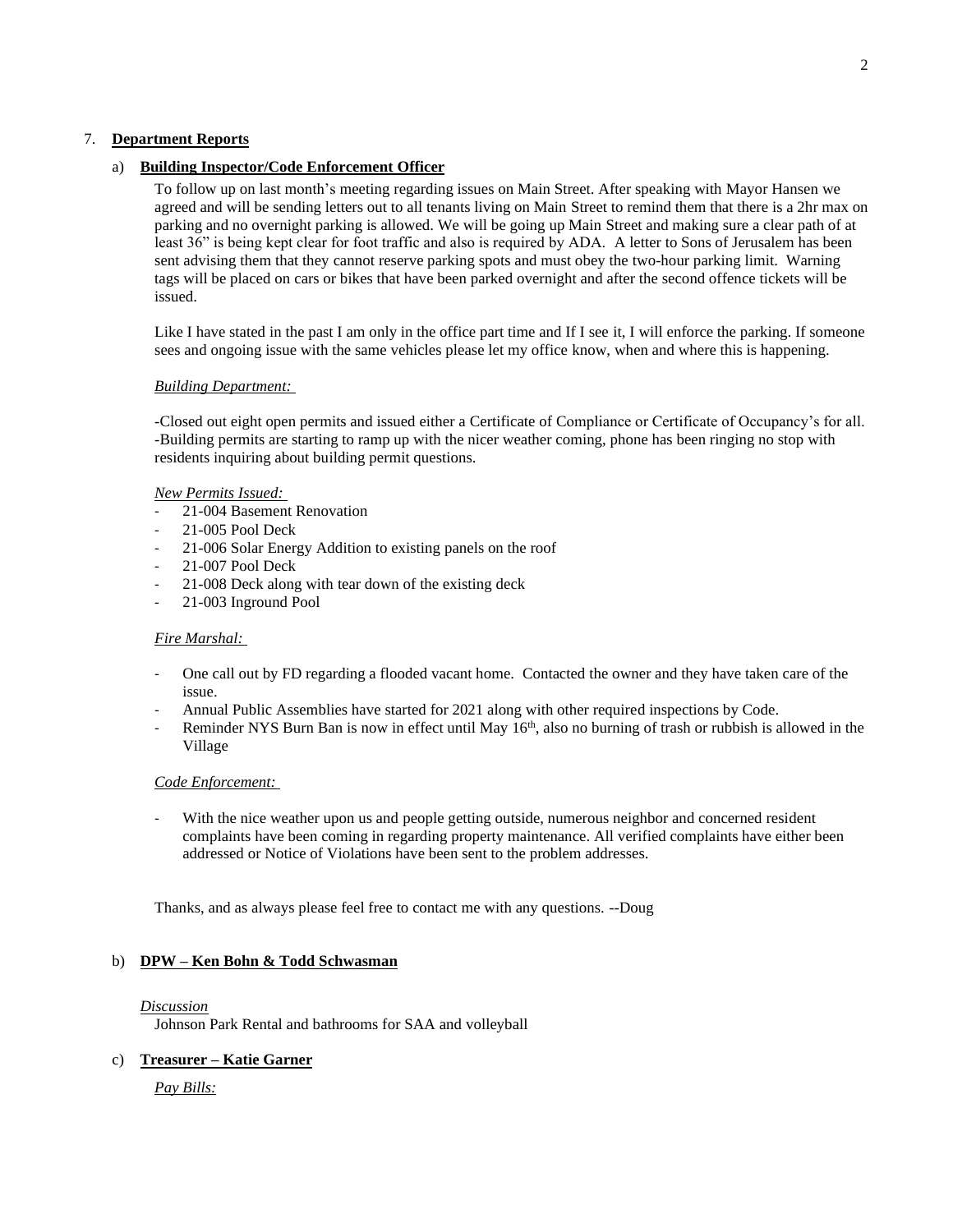7. **Department Reports**

a) **Building Inspector/Code Enforcement Officer**

To follow up on last month's meeting regarding issues on Main Street. After speaking with Mayor Hansen we agreed and will be sending letters out to all tenants living on Main Street to remind them that there is a 2hr max on parking and no overnight parking is allowed. We will be going up Main Street and making sure a clear path of at least 36" is being kept clear for foot traffic and also is required by ADA. A letter to Sons of Jerusalem has been sent advising them that they cannot reserve parking spots and must obey the two-hour parking limit. Warning tags will be placed on cars or bikes that have been parked overnight and after the second offence tickets will be issued.

Like I have stated in the past I am only in the office part time and If I see it, I will enforce the parking. If someone sees and ongoing issue with the same vehicles please let my office know, when and where this is happening.

*Building Department:*

-Closed out eight open permits and issued either a Certificate of Compliance or Certificate of Occupancy's for all.
-Building permits are starting to ramp up with the nicer weather coming, phone has been ringing no stop with residents inquiring about building permit questions.

*New Permits Issued:*

- 21-004 Basement Renovation
- 21-005 Pool Deck
- 21-006 Solar Energy Addition to existing panels on the roof
- 21-007 Pool Deck
- 21-008 Deck along with tear down of the existing deck
- 21-003 Inground Pool

*Fire Marshal:*

- One call out by FD regarding a flooded vacant home. Contacted the owner and they have taken care of the issue.
- Annual Public Assemblies have started for 2021 along with other required inspections by Code.
- Reminder NYS Burn Ban is now in effect until May 16th, also no burning of trash or rubbish is allowed in the Village

*Code Enforcement:*

- With the nice weather upon us and people getting outside, numerous neighbor and concerned resident complaints have been coming in regarding property maintenance. All verified complaints have either been addressed or Notice of Violations have been sent to the problem addresses.

Thanks, and as always please feel free to contact me with any questions. --Doug

b) **DPW – Ken Bohn & Todd Schwasman**

*Discussion*

Johnson Park Rental and bathrooms for SAA and volleyball

c) **Treasurer – Katie Garner**

*Pay Bills:*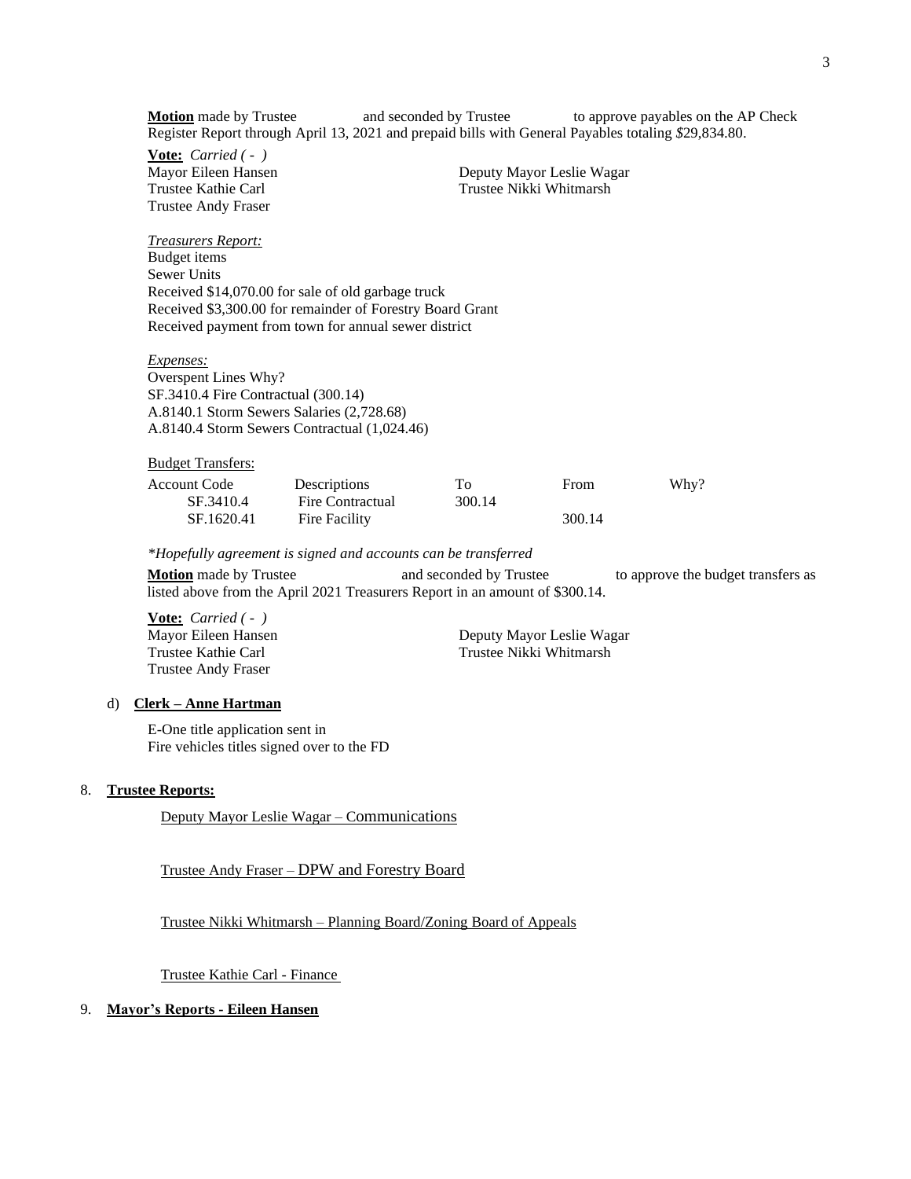**Motion** made by Trustee and seconded by Trustee to approve payables on the AP Check Register Report through April 13, 2021 and prepaid bills with General Payables totaling $29,834.80.

**Vote:** *Carried ( - )*
Mayor Eileen Hansen
Deputy Mayor Leslie Wagar
Trustee Kathie Carl
Trustee Nikki Whitmarsh
Trustee Andy Fraser

*Treasurers Report:*
Budget items
Sewer Units
Received $14,070.00 for sale of old garbage truck
Received $3,300.00 for remainder of Forestry Board Grant
Received payment from town for annual sewer district

*Expenses:*
Overspent Lines Why?
SF.3410.4 Fire Contractual (300.14)
A.8140.1 Storm Sewers Salaries (2,728.68)
A.8140.4 Storm Sewers Contractual (1,024.46)

Budget Transfers:

| Account Code | Descriptions | To | From | Why? |
|---|---|---|---|---|
| SF.3410.4 | Fire Contractual | 300.14 | | |
| SF.1620.41 | Fire Facility | | 300.14 | |

*\*Hopefully agreement is signed and accounts can be transferred*

**Motion** made by Trustee and seconded by Trustee to approve the budget transfers as listed above from the April 2021 Treasurers Report in an amount of $300.14.

**Vote:** *Carried ( - )*
Mayor Eileen Hansen
Deputy Mayor Leslie Wagar
Trustee Kathie Carl
Trustee Nikki Whitmarsh
Trustee Andy Fraser

d) **Clerk – Anne Hartman**

E-One title application sent in
Fire vehicles titles signed over to the FD

8. **Trustee Reports:**

Deputy Mayor Leslie Wagar – Communications

Trustee Andy Fraser – DPW and Forestry Board

Trustee Nikki Whitmarsh – Planning Board/Zoning Board of Appeals

Trustee Kathie Carl - Finance

9. **Mayor's Reports - Eileen Hansen**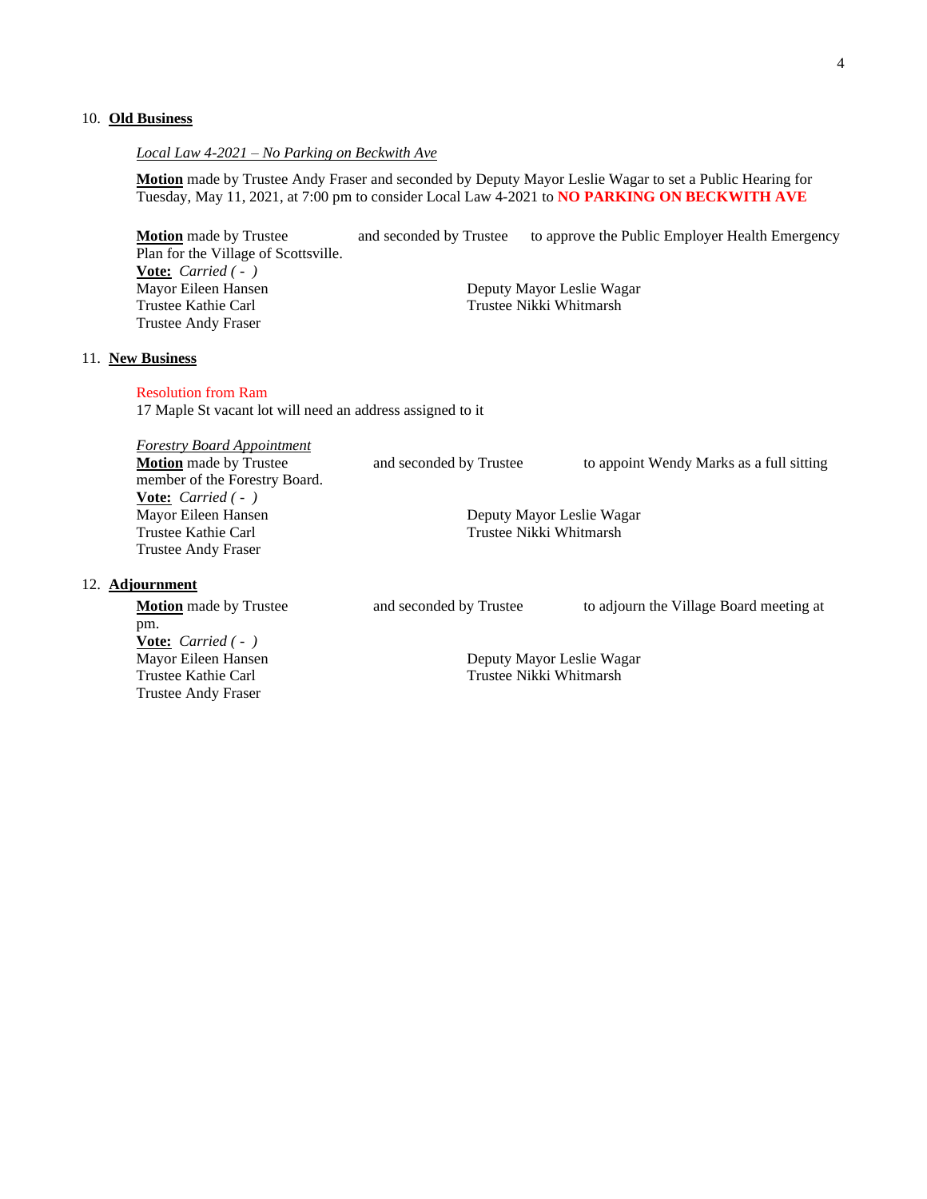10. **Old Business**

*Local Law 4-2021 – No Parking on Beckwith Ave*

**Motion** made by Trustee Andy Fraser and seconded by Deputy Mayor Leslie Wagar to set a Public Hearing for Tuesday, May 11, 2021, at 7:00 pm to consider Local Law 4-2021 to **NO PARKING ON BECKWITH AVE**

**Motion** made by Trustee and seconded by Trustee to approve the Public Employer Health Emergency Plan for the Village of Scottsville.
**Vote:** *Carried ( - )*
Mayor Eileen Hansen
Deputy Mayor Leslie Wagar
Trustee Kathie Carl
Trustee Nikki Whitmarsh
Trustee Andy Fraser

11. **New Business**

Resolution from Ram
17 Maple St vacant lot will need an address assigned to it

*Forestry Board Appointment*
**Motion** made by Trustee and seconded by Trustee to appoint Wendy Marks as a full sitting member of the Forestry Board.
**Vote:** *Carried ( - )*
Mayor Eileen Hansen
Deputy Mayor Leslie Wagar
Trustee Kathie Carl
Trustee Nikki Whitmarsh
Trustee Andy Fraser

12. **Adjournment**

**Motion** made by Trustee and seconded by Trustee to adjourn the Village Board meeting at pm.
**Vote:** *Carried ( - )*
Mayor Eileen Hansen
Deputy Mayor Leslie Wagar
Trustee Kathie Carl
Trustee Nikki Whitmarsh
Trustee Andy Fraser